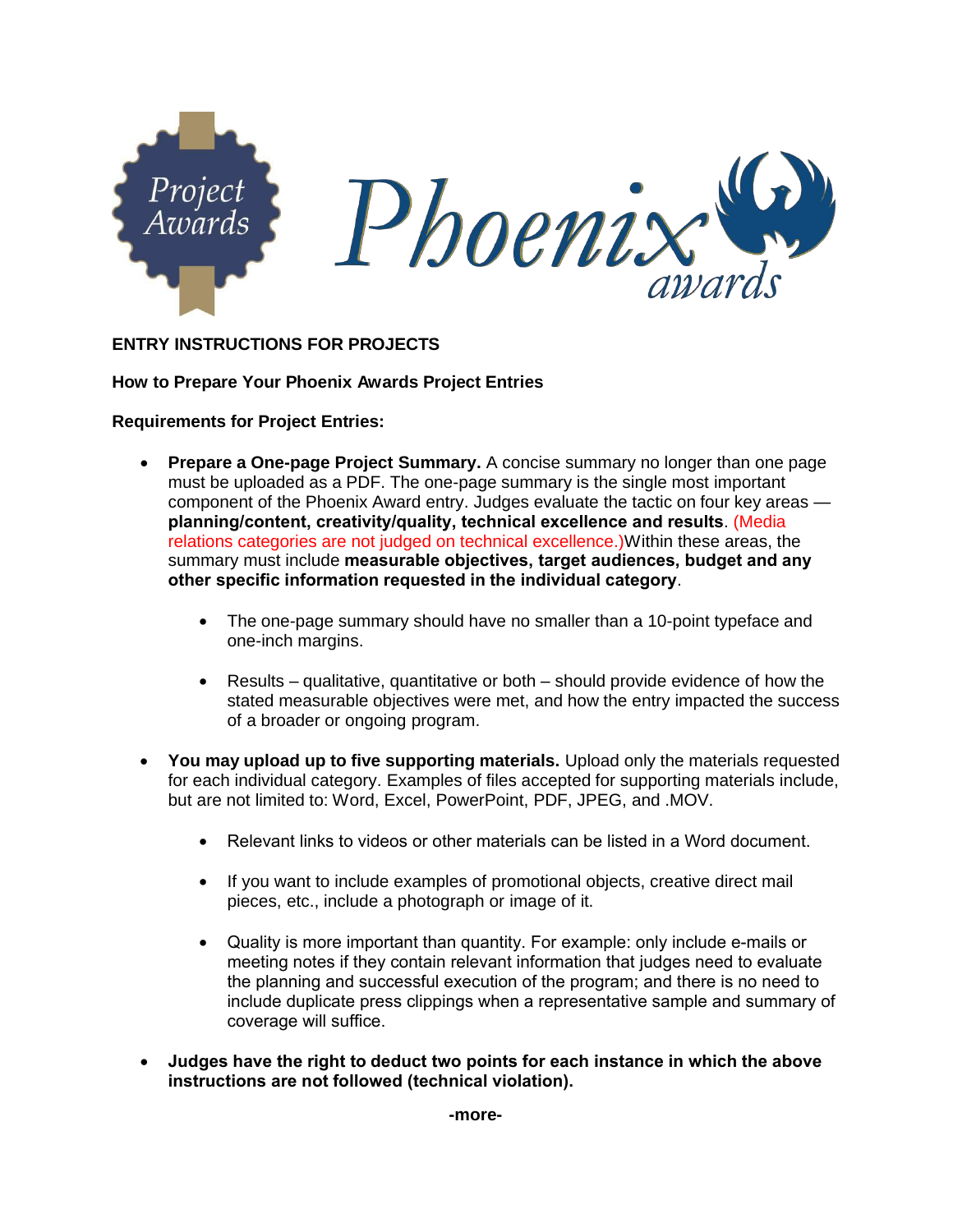**ENTRY INSTRUCTIONS FOR PROJECTS**

**How to Prepare Your Phoenix Awards Project Entries**

**Requirements for Project Entries:**

- **Prepare a One-page Project Summary.** A concise summary no longer than one page must be uploaded as a PDF. The one-page summary is the single most important component of the Phoenix Award entry. Judges evaluate the tactic on four key areas — **planning/content, creativity/quality, technical excellence and results**. (Media relations categories are not judged on technical excellence.)Within these areas, the summary must include **measurable objectives, target audiences, budget and any other specific information requested in the individual category**.
    - The one-page summary should have no smaller than a 10-point typeface and one-inch margins.
    - Results – qualitative, quantitative or both – should provide evidence of how the stated measurable objectives were met, and how the entry impacted the success of a broader or ongoing program.
- **You may upload up to five supporting materials.** Upload only the materials requested for each individual category. Examples of files accepted for supporting materials include, but are not limited to: Word, Excel, PowerPoint, PDF, JPEG, and .MOV.
    - Relevant links to videos or other materials can be listed in a Word document.
    - If you want to include examples of promotional objects, creative direct mail pieces, etc., include a photograph or image of it.
    - Quality is more important than quantity. For example: only include e-mails or meeting notes if they contain relevant information that judges need to evaluate the planning and successful execution of the program; and there is no need to include duplicate press clippings when a representative sample and summary of coverage will suffice.
- **Judges have the right to deduct two points for each instance in which the above instructions are not followed (technical violation).**

**-more-**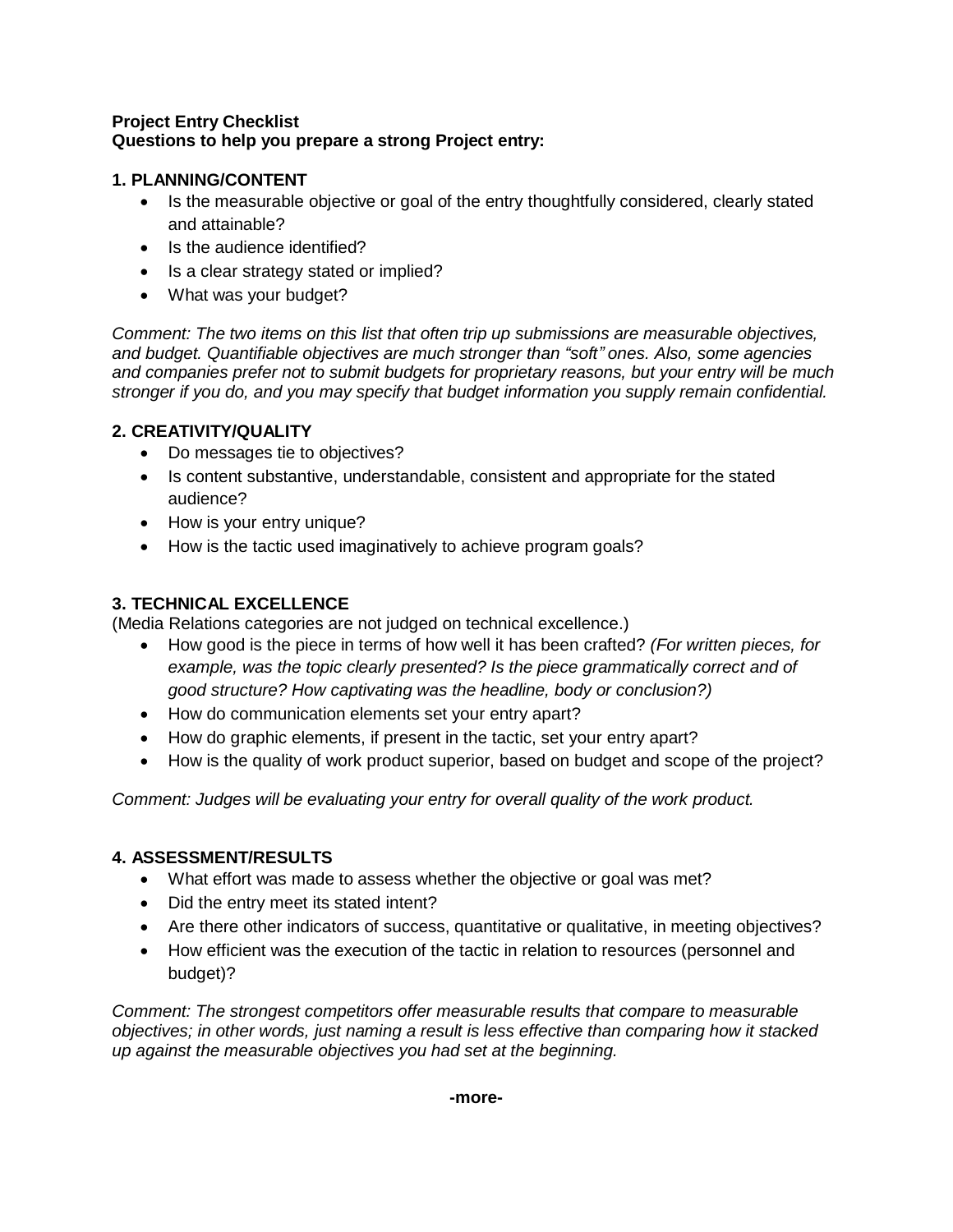**Project Entry Checklist**
**Questions to help you prepare a strong Project entry:**

**1. PLANNING/CONTENT**

- Is the measurable objective or goal of the entry thoughtfully considered, clearly stated and attainable?
- Is the audience identified?
- Is a clear strategy stated or implied?
- What was your budget?

*Comment: The two items on this list that often trip up submissions are measurable objectives, and budget. Quantifiable objectives are much stronger than "soft" ones. Also, some agencies and companies prefer not to submit budgets for proprietary reasons, but your entry will be much stronger if you do, and you may specify that budget information you supply remain confidential.*

**2. CREATIVITY/QUALITY**

- Do messages tie to objectives?
- Is content substantive, understandable, consistent and appropriate for the stated audience?
- How is your entry unique?
- How is the tactic used imaginatively to achieve program goals?

**3. TECHNICAL EXCELLENCE**

(Media Relations categories are not judged on technical excellence.)

- How good is the piece in terms of how well it has been crafted? *(For written pieces, for example, was the topic clearly presented? Is the piece grammatically correct and of good structure? How captivating was the headline, body or conclusion?)*
- How do communication elements set your entry apart?
- How do graphic elements, if present in the tactic, set your entry apart?
- How is the quality of work product superior, based on budget and scope of the project?

*Comment: Judges will be evaluating your entry for overall quality of the work product.*

**4. ASSESSMENT/RESULTS**

- What effort was made to assess whether the objective or goal was met?
- Did the entry meet its stated intent?
- Are there other indicators of success, quantitative or qualitative, in meeting objectives?
- How efficient was the execution of the tactic in relation to resources (personnel and budget)?

*Comment: The strongest competitors offer measurable results that compare to measurable objectives; in other words, just naming a result is less effective than comparing how it stacked up against the measurable objectives you had set at the beginning.*

**-more-**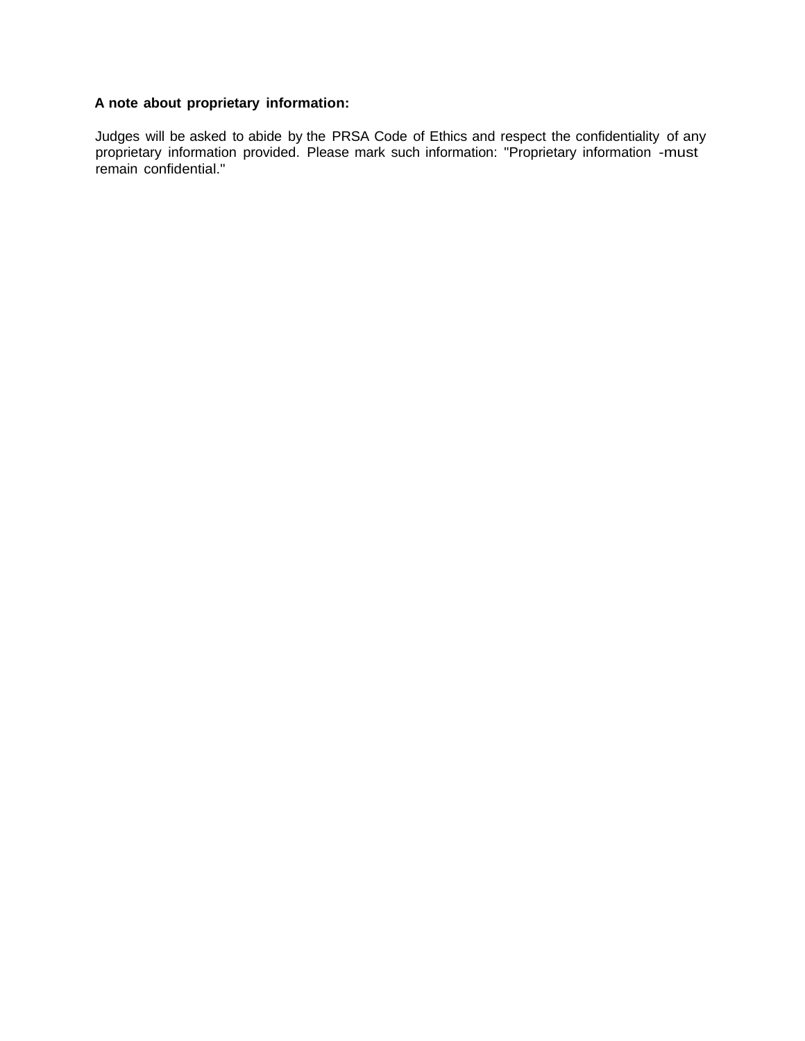**A note about proprietary information:**

Judges will be asked to abide by the PRSA Code of Ethics and respect the confidentiality of any proprietary information provided. Please mark such information: "Proprietary information -must remain confidential."